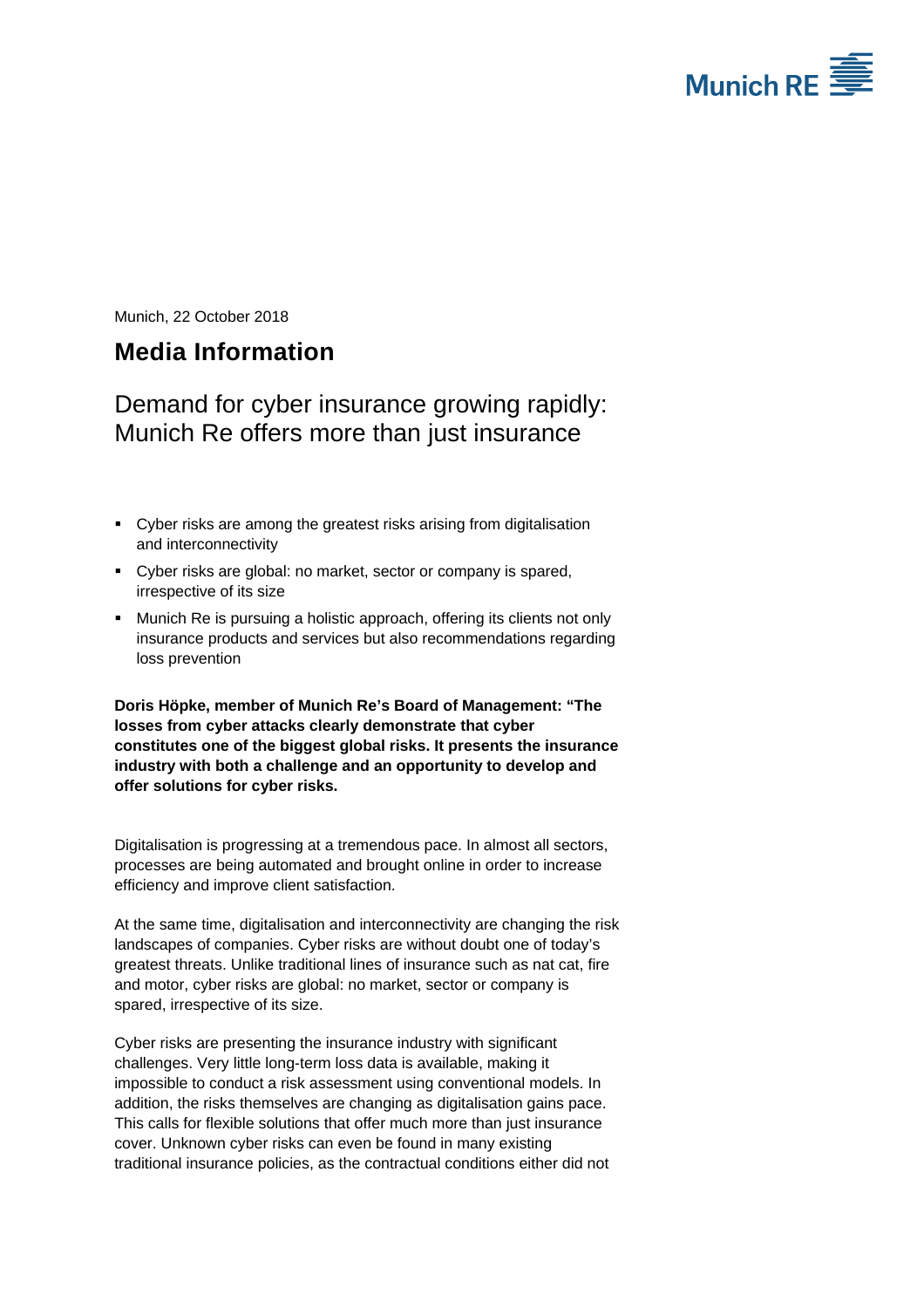Munich, 22 October 2018

# Media Information

## Demand for cyber insurance growing rapidly: Munich Re offers more than just insurance

- Cyber risks are among the greatest risks arising from digitalisation and interconnectivity
- Cyber risks are global: no market, sector or company is spared, irrespective of its size
- Munich Re is pursuing a holistic approach, offering its clients not only insurance products and services but also recommendations regarding loss prevention

**Doris Höpke, member of Munich Re's Board of Management: "The losses from cyber attacks clearly demonstrate that cyber constitutes one of the biggest global risks. It presents the insurance industry with both a challenge and an opportunity to develop and offer solutions for cyber risks.**

Digitalisation is progressing at a tremendous pace. In almost all sectors, processes are being automated and brought online in order to increase efficiency and improve client satisfaction.

At the same time, digitalisation and interconnectivity are changing the risk landscapes of companies. Cyber risks are without doubt one of today's greatest threats. Unlike traditional lines of insurance such as nat cat, fire and motor, cyber risks are global: no market, sector or company is spared, irrespective of its size.

Cyber risks are presenting the insurance industry with significant challenges. Very little long-term loss data is available, making it impossible to conduct a risk assessment using conventional models. In addition, the risks themselves are changing as digitalisation gains pace. This calls for flexible solutions that offer much more than just insurance cover. Unknown cyber risks can even be found in many existing traditional insurance policies, as the contractual conditions either did not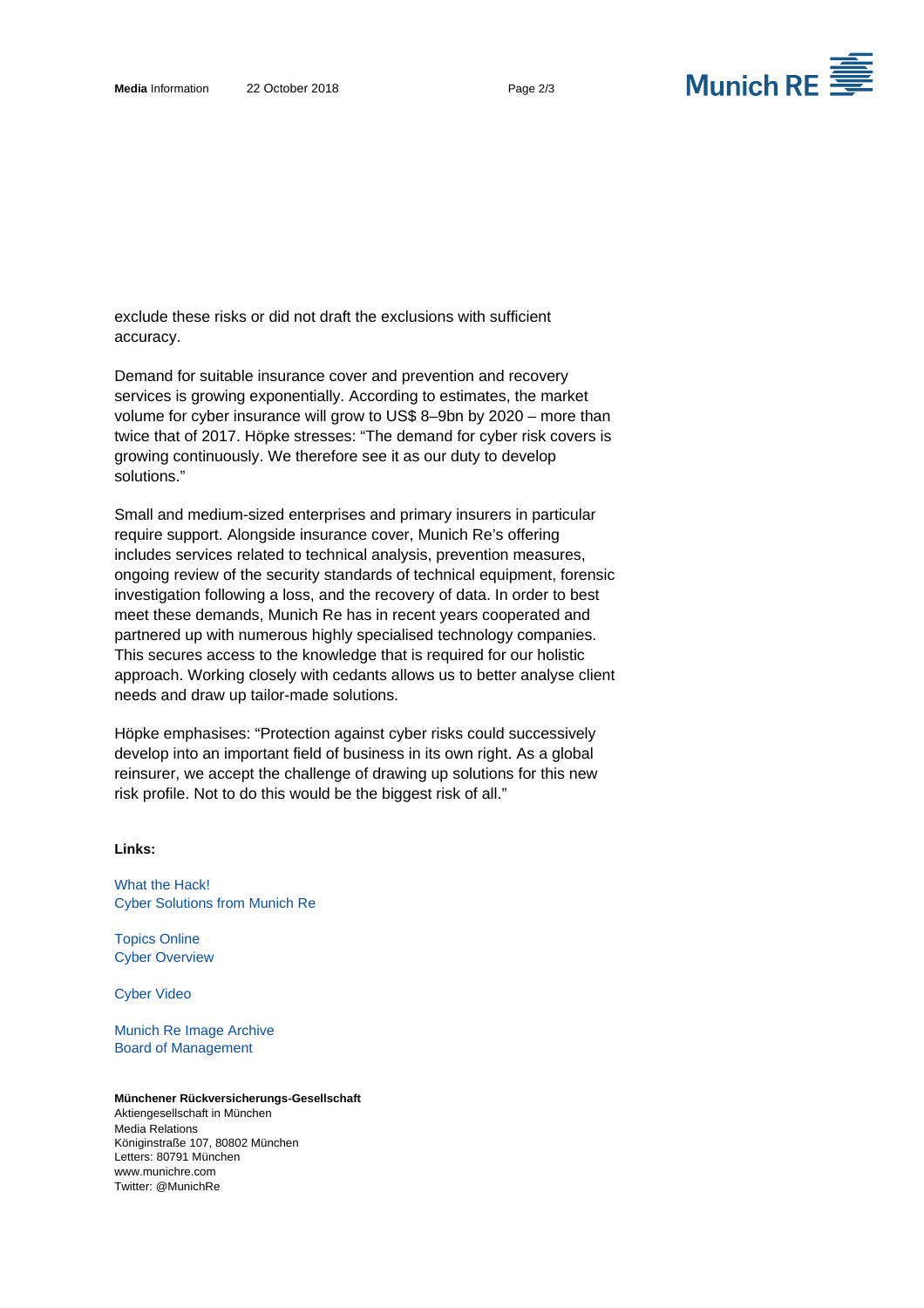exclude these risks or did not draft the exclusions with sufficient accuracy.

Demand for suitable insurance cover and prevention and recovery services is growing exponentially. According to estimates, the market volume for cyber insurance will grow to US$ 8–9bn by 2020 – more than twice that of 2017. Höpke stresses: "The demand for cyber risk covers is growing continuously. We therefore see it as our duty to develop solutions."

Small and medium-sized enterprises and primary insurers in particular require support. Alongside insurance cover, Munich Re's offering includes services related to technical analysis, prevention measures, ongoing review of the security standards of technical equipment, forensic investigation following a loss, and the recovery of data. In order to best meet these demands, Munich Re has in recent years cooperated and partnered up with numerous highly specialised technology companies. This secures access to the knowledge that is required for our holistic approach. Working closely with cedants allows us to better analyse client needs and draw up tailor-made solutions.

Höpke emphasises: "Protection against cyber risks could successively develop into an important field of business in its own right. As a global reinsurer, we accept the challenge of drawing up solutions for this new risk profile. Not to do this would be the biggest risk of all."

**Links:**

What the Hack!
Cyber Solutions from Munich Re

Topics Online
Cyber Overview

Cyber Video

Munich Re Image Archive
Board of Management

**Münchener Rückversicherungs-Gesellschaft**
Aktiengesellschaft in München
Media Relations
Königinstraße 107, 80802 München
Letters: 80791 München
www.munichre.com
Twitter: @MunichRe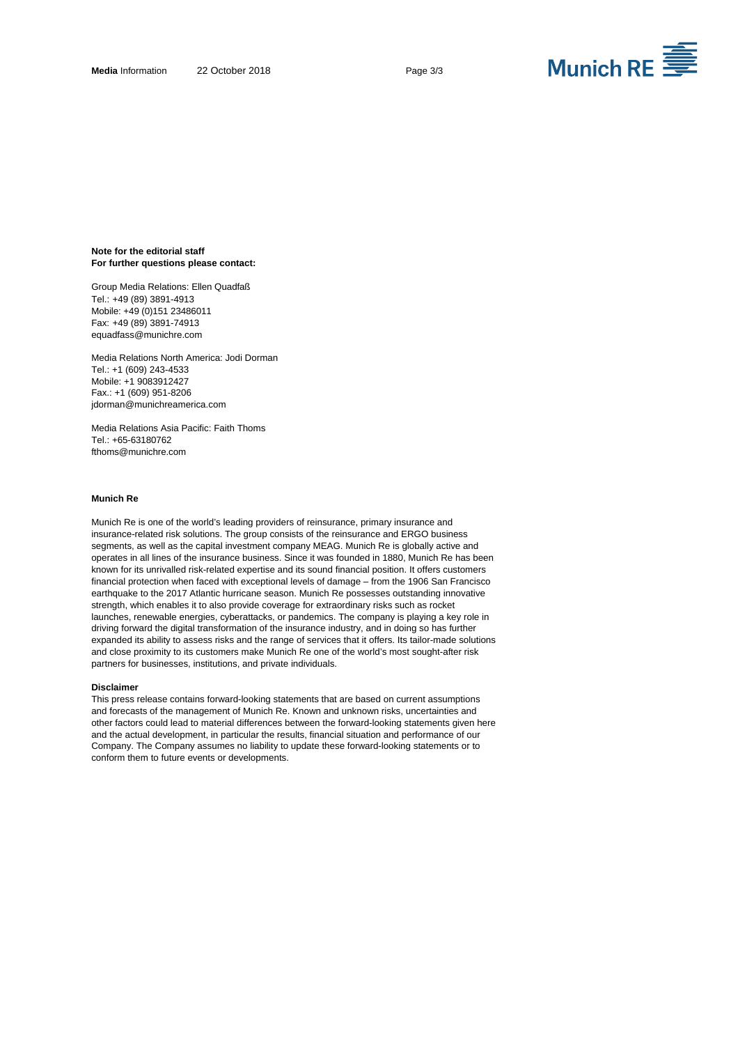**Note for the editorial staff**
**For further questions please contact:**

Group Media Relations: Ellen Quadfaß
Tel.: +49 (89) 3891-4913
Mobile: +49 (0)151 23486011
Fax: +49 (89) 3891-74913
equadfass@munichre.com

Media Relations North America: Jodi Dorman
Tel.: +1 (609) 243-4533
Mobile: +1 9083912427
Fax.: +1 (609) 951-8206
jdorman@munichreamerica.com

Media Relations Asia Pacific: Faith Thoms
Tel.: +65-63180762
fthoms@munichre.com

**Munich Re**

Munich Re is one of the world's leading providers of reinsurance, primary insurance and insurance-related risk solutions. The group consists of the reinsurance and ERGO business segments, as well as the capital investment company MEAG. Munich Re is globally active and operates in all lines of the insurance business. Since it was founded in 1880, Munich Re has been known for its unrivalled risk-related expertise and its sound financial position. It offers customers financial protection when faced with exceptional levels of damage – from the 1906 San Francisco earthquake to the 2017 Atlantic hurricane season. Munich Re possesses outstanding innovative strength, which enables it to also provide coverage for extraordinary risks such as rocket launches, renewable energies, cyberattacks, or pandemics. The company is playing a key role in driving forward the digital transformation of the insurance industry, and in doing so has further expanded its ability to assess risks and the range of services that it offers. Its tailor-made solutions and close proximity to its customers make Munich Re one of the world's most sought-after risk partners for businesses, institutions, and private individuals.

**Disclaimer**
This press release contains forward-looking statements that are based on current assumptions and forecasts of the management of Munich Re. Known and unknown risks, uncertainties and other factors could lead to material differences between the forward-looking statements given here and the actual development, in particular the results, financial situation and performance of our Company. The Company assumes no liability to update these forward-looking statements or to conform them to future events or developments.